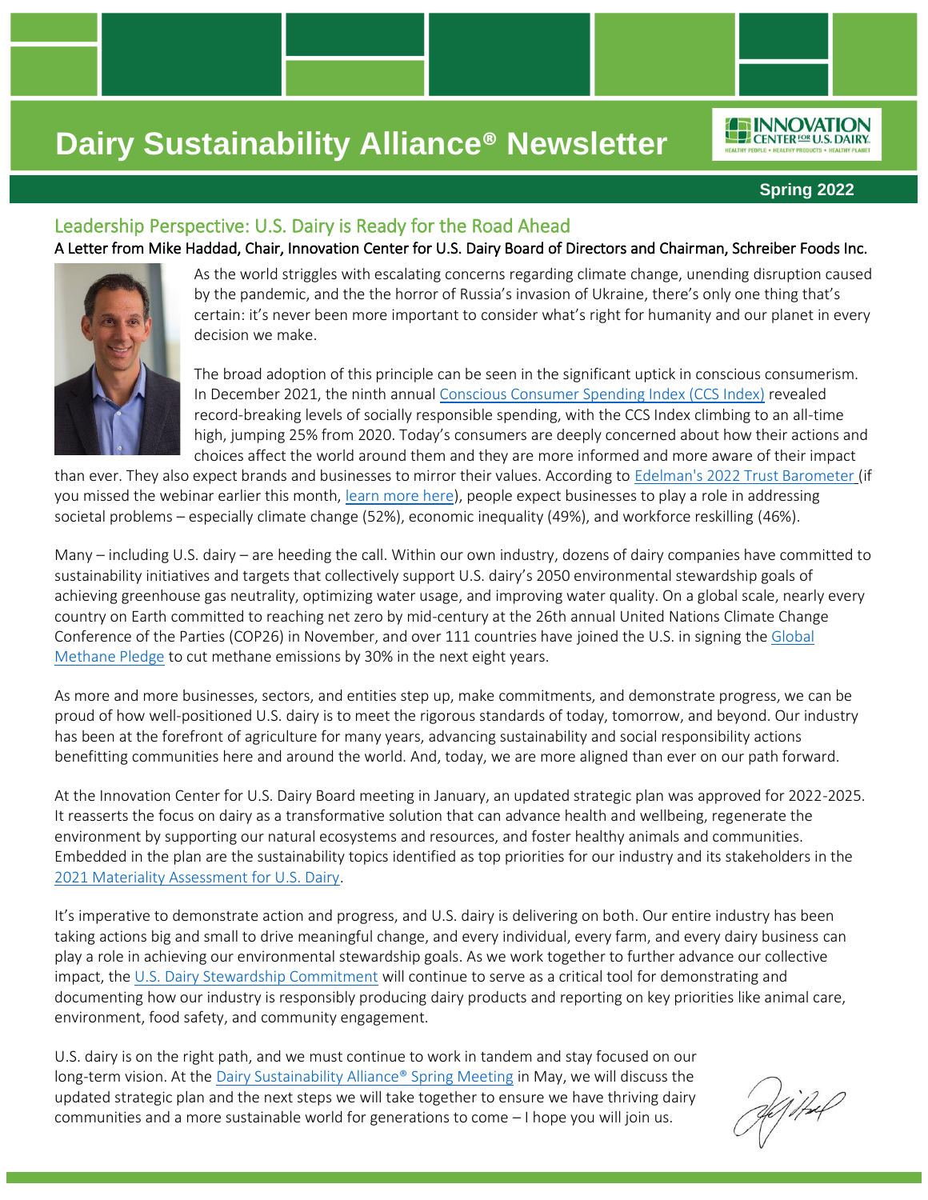# Dairy Sustainability Alliance® Newsletter

**Spring 2022**

## Leadership Perspective: U.S. Dairy is Ready for the Road Ahead

A Letter from Mike Haddad, Chair, Innovation Center for U.S. Dairy Board of Directors and Chairman, Schreiber Foods Inc.

As the world striggles with escalating concerns regarding climate change, unending disruption caused by the pandemic, and the the horror of Russia's invasion of Ukraine, there's only one thing that's certain: it's never been more important to consider what's right for humanity and our planet in every decision we make.

The broad adoption of this principle can be seen in the significant uptick in conscious consumerism. In December 2021, the ninth annual Conscious Consumer Spending Index (CCS Index) revealed record-breaking levels of socially responsible spending, with the CCS Index climbing to an all-time high, jumping 25% from 2020. Today's consumers are deeply concerned about how their actions and choices affect the world around them and they are more informed and more aware of their impact than ever. They also expect brands and businesses to mirror their values. According to Edelman's 2022 Trust Barometer (if you missed the webinar earlier this month, learn more here), people expect businesses to play a role in addressing societal problems – especially climate change (52%), economic inequality (49%), and workforce reskilling (46%).

Many – including U.S. dairy – are heeding the call. Within our own industry, dozens of dairy companies have committed to sustainability initiatives and targets that collectively support U.S. dairy's 2050 environmental stewardship goals of achieving greenhouse gas neutrality, optimizing water usage, and improving water quality. On a global scale, nearly every country on Earth committed to reaching net zero by mid-century at the 26th annual United Nations Climate Change Conference of the Parties (COP26) in November, and over 111 countries have joined the U.S. in signing the Global Methane Pledge to cut methane emissions by 30% in the next eight years.

As more and more businesses, sectors, and entities step up, make commitments, and demonstrate progress, we can be proud of how well-positioned U.S. dairy is to meet the rigorous standards of today, tomorrow, and beyond. Our industry has been at the forefront of agriculture for many years, advancing sustainability and social responsibility actions benefitting communities here and around the world. And, today, we are more aligned than ever on our path forward.

At the Innovation Center for U.S. Dairy Board meeting in January, an updated strategic plan was approved for 2022-2025. It reasserts the focus on dairy as a transformative solution that can advance health and wellbeing, regenerate the environment by supporting our natural ecosystems and resources, and foster healthy animals and communities. Embedded in the plan are the sustainability topics identified as top priorities for our industry and its stakeholders in the 2021 Materiality Assessment for U.S. Dairy.

It's imperative to demonstrate action and progress, and U.S. dairy is delivering on both. Our entire industry has been taking actions big and small to drive meaningful change, and every individual, every farm, and every dairy business can play a role in achieving our environmental stewardship goals. As we work together to further advance our collective impact, the U.S. Dairy Stewardship Commitment will continue to serve as a critical tool for demonstrating and documenting how our industry is responsibly producing dairy products and reporting on key priorities like animal care, environment, food safety, and community engagement.

U.S. dairy is on the right path, and we must continue to work in tandem and stay focused on our long-term vision. At the Dairy Sustainability Alliance® Spring Meeting in May, we will discuss the updated strategic plan and the next steps we will take together to ensure we have thriving dairy communities and a more sustainable world for generations to come – I hope you will join us.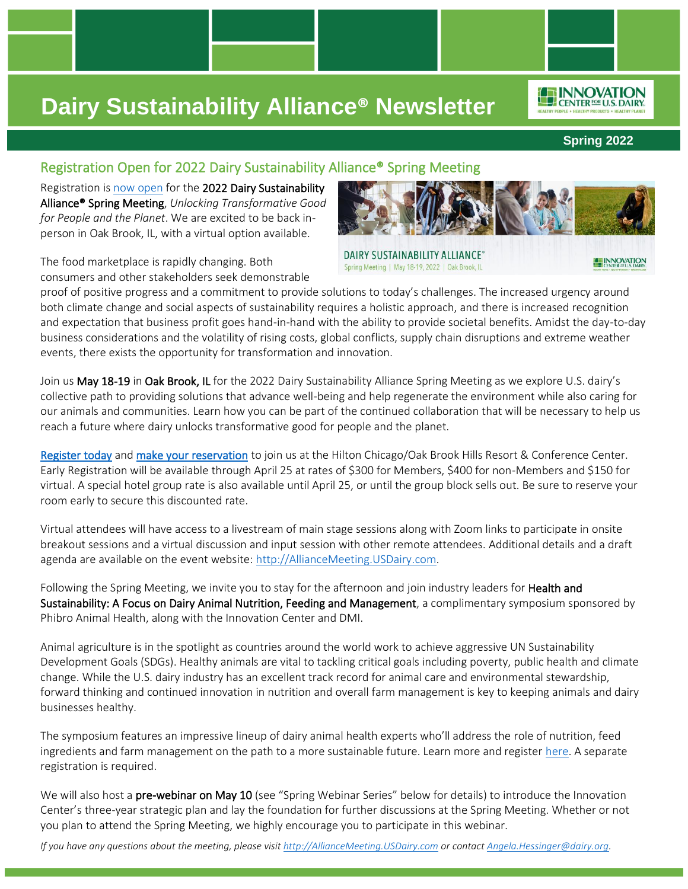# Dairy Sustainability Alliance® Newsletter

**Spring 2022**

## Registration Open for 2022 Dairy Sustainability Alliance® Spring Meeting

Registration is now open for the **2022 Dairy Sustainability Alliance® Spring Meeting**, *Unlocking Transformative Good for People and the Planet*. We are excited to be back in-person in Oak Brook, IL, with a virtual option available.

The food marketplace is rapidly changing. Both consumers and other stakeholders seek demonstrable proof of positive progress and a commitment to provide solutions to today's challenges. The increased urgency around both climate change and social aspects of sustainability requires a holistic approach, and there is increased recognition and expectation that business profit goes hand-in-hand with the ability to provide societal benefits. Amidst the day-to-day business considerations and the volatility of rising costs, global conflicts, supply chain disruptions and extreme weather events, there exists the opportunity for transformation and innovation.

Join us **May 18-19** in **Oak Brook, IL** for the 2022 Dairy Sustainability Alliance Spring Meeting as we explore U.S. dairy's collective path to providing solutions that advance well-being and help regenerate the environment while also caring for our animals and communities. Learn how you can be part of the continued collaboration that will be necessary to help us reach a future where dairy unlocks transformative good for people and the planet.

Register today and make your reservation to join us at the Hilton Chicago/Oak Brook Hills Resort & Conference Center. Early Registration will be available through April 25 at rates of $300 for Members, $400 for non-Members and $150 for virtual. A special hotel group rate is also available until April 25, or until the group block sells out. Be sure to reserve your room early to secure this discounted rate.

Virtual attendees will have access to a livestream of main stage sessions along with Zoom links to participate in onsite breakout sessions and a virtual discussion and input session with other remote attendees. Additional details and a draft agenda are available on the event website: http://AllianceMeeting.USDairy.com.

Following the Spring Meeting, we invite you to stay for the afternoon and join industry leaders for **Health and Sustainability: A Focus on Dairy Animal Nutrition, Feeding and Management**, a complimentary symposium sponsored by Phibro Animal Health, along with the Innovation Center and DMI.

Animal agriculture is in the spotlight as countries around the world work to achieve aggressive UN Sustainability Development Goals (SDGs). Healthy animals are vital to tackling critical goals including poverty, public health and climate change. While the U.S. dairy industry has an excellent track record for animal care and environmental stewardship, forward thinking and continued innovation in nutrition and overall farm management is key to keeping animals and dairy businesses healthy.

The symposium features an impressive lineup of dairy animal health experts who'll address the role of nutrition, feed ingredients and farm management on the path to a more sustainable future. Learn more and register here. A separate registration is required.

We will also host a **pre-webinar on May 10** (see "Spring Webinar Series" below for details) to introduce the Innovation Center's three-year strategic plan and lay the foundation for further discussions at the Spring Meeting. Whether or not you plan to attend the Spring Meeting, we highly encourage you to participate in this webinar.

*If you have any questions about the meeting, please visit http://AllianceMeeting.USDairy.com or contact Angela.Hessinger@dairy.org.*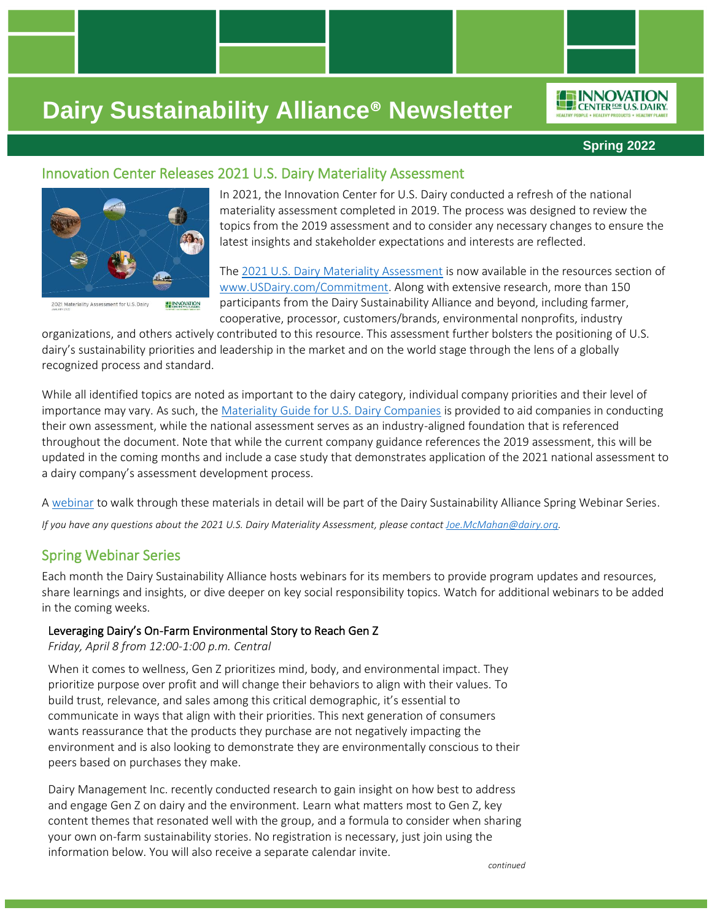# Dairy Sustainability Alliance® Newsletter

**Spring 2022**

## Innovation Center Releases 2021 U.S. Dairy Materiality Assessment

In 2021, the Innovation Center for U.S. Dairy conducted a refresh of the national materiality assessment completed in 2019. The process was designed to review the topics from the 2019 assessment and to consider any necessary changes to ensure the latest insights and stakeholder expectations and interests are reflected.

The [2021 U.S. Dairy Materiality Assessment](#) is now available in the resources section of [www.USDairy.com/Commitment](#). Along with extensive research, more than 150 participants from the Dairy Sustainability Alliance and beyond, including farmer, cooperative, processor, customers/brands, environmental nonprofits, industry organizations, and others actively contributed to this resource. This assessment further bolsters the positioning of U.S. dairy's sustainability priorities and leadership in the market and on the world stage through the lens of a globally recognized process and standard.

While all identified topics are noted as important to the dairy category, individual company priorities and their level of importance may vary. As such, the [Materiality Guide for U.S. Dairy Companies](#) is provided to aid companies in conducting their own assessment, while the national assessment serves as an industry-aligned foundation that is referenced throughout the document. Note that while the current company guidance references the 2019 assessment, this will be updated in the coming months and include a case study that demonstrates application of the 2021 national assessment to a dairy company's assessment development process.

A [webinar](#) to walk through these materials in detail will be part of the Dairy Sustainability Alliance Spring Webinar Series.

*If you have any questions about the 2021 U.S. Dairy Materiality Assessment, please contact [Joe.McMahan@dairy.org](mailto:Joe.McMahan@dairy.org).*

## Spring Webinar Series

Each month the Dairy Sustainability Alliance hosts webinars for its members to provide program updates and resources, share learnings and insights, or dive deeper on key social responsibility topics. Watch for additional webinars to be added in the coming weeks.

### Leveraging Dairy's On-Farm Environmental Story to Reach Gen Z

*Friday, April 8 from 12:00-1:00 p.m. Central*

When it comes to wellness, Gen Z prioritizes mind, body, and environmental impact. They prioritize purpose over profit and will change their behaviors to align with their values. To build trust, relevance, and sales among this critical demographic, it's essential to communicate in ways that align with their priorities. This next generation of consumers wants reassurance that the products they purchase are not negatively impacting the environment and is also looking to demonstrate they are environmentally conscious to their peers based on purchases they make.

Dairy Management Inc. recently conducted research to gain insight on how best to address and engage Gen Z on dairy and the environment. Learn what matters most to Gen Z, key content themes that resonated well with the group, and a formula to consider when sharing your own on-farm sustainability stories. No registration is necessary, just join using the information below. You will also receive a separate calendar invite.

*continued*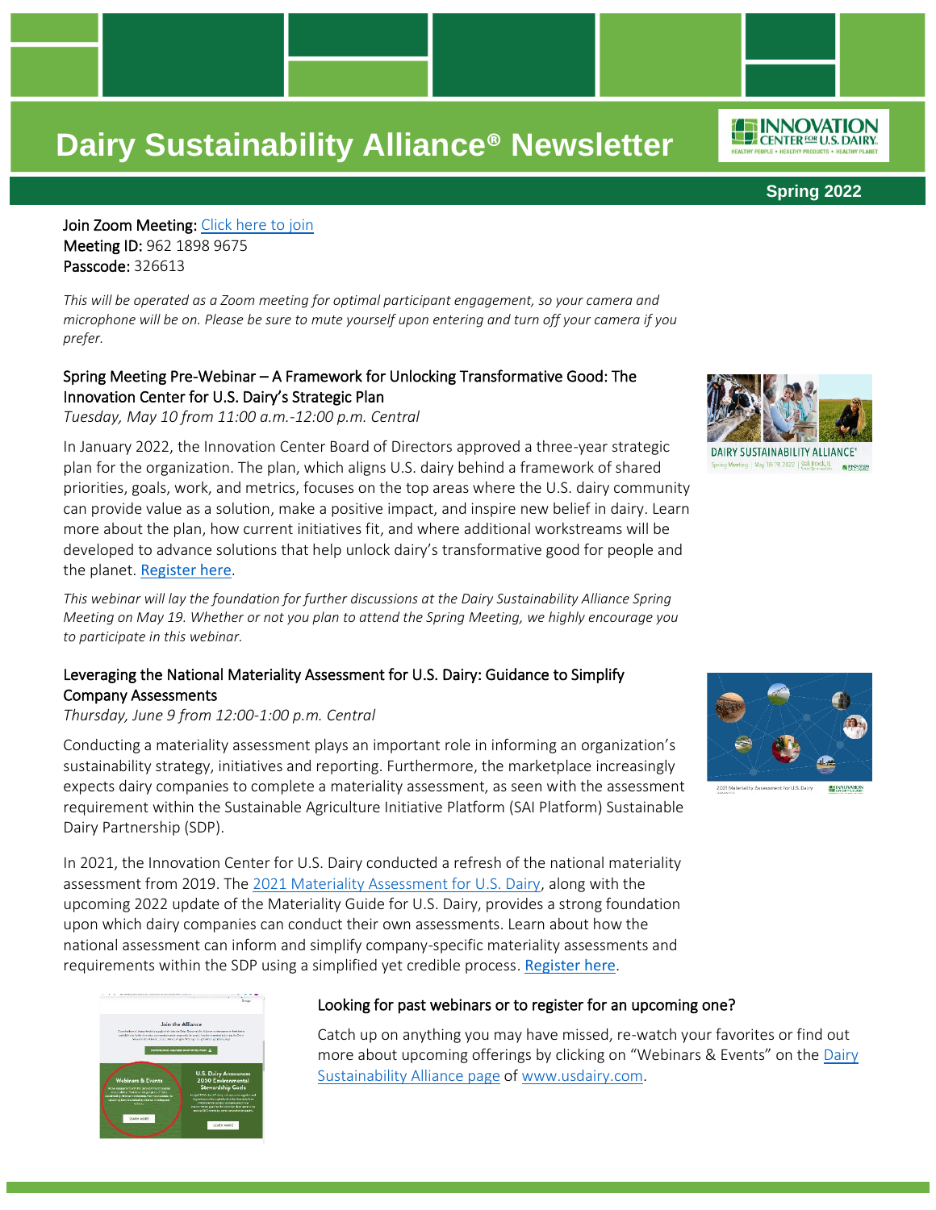# Dairy Sustainability Alliance® Newsletter

**Spring 2022**

**Join Zoom Meeting:** [Click here to join](#)
**Meeting ID:** 962 1898 9675
**Passcode:** 326613

*This will be operated as a Zoom meeting for optimal participant engagement, so your camera and microphone will be on. Please be sure to mute yourself upon entering and turn off your camera if you prefer.*

### Spring Meeting Pre-Webinar – A Framework for Unlocking Transformative Good: The Innovation Center for U.S. Dairy's Strategic Plan

*Tuesday, May 10 from 11:00 a.m.-12:00 p.m. Central*

In January 2022, the Innovation Center Board of Directors approved a three-year strategic plan for the organization. The plan, which aligns U.S. dairy behind a framework of shared priorities, goals, work, and metrics, focuses on the top areas where the U.S. dairy community can provide value as a solution, make a positive impact, and inspire new belief in dairy. Learn more about the plan, how current initiatives fit, and where additional workstreams will be developed to advance solutions that help unlock dairy's transformative good for people and the planet. [Register here](#).

*This webinar will lay the foundation for further discussions at the Dairy Sustainability Alliance Spring Meeting on May 19. Whether or not you plan to attend the Spring Meeting, we highly encourage you to participate in this webinar.*

### Leveraging the National Materiality Assessment for U.S. Dairy: Guidance to Simplify Company Assessments

*Thursday, June 9 from 12:00-1:00 p.m. Central*

Conducting a materiality assessment plays an important role in informing an organization's sustainability strategy, initiatives and reporting. Furthermore, the marketplace increasingly expects dairy companies to complete a materiality assessment, as seen with the assessment requirement within the Sustainable Agriculture Initiative Platform (SAI Platform) Sustainable Dairy Partnership (SDP).

In 2021, the Innovation Center for U.S. Dairy conducted a refresh of the national materiality assessment from 2019. The [2021 Materiality Assessment for U.S. Dairy](#), along with the upcoming 2022 update of the Materiality Guide for U.S. Dairy, provides a strong foundation upon which dairy companies can conduct their own assessments. Learn about how the national assessment can inform and simplify company-specific materiality assessments and requirements within the SDP using a simplified yet credible process. [Register here](#).

### Looking for past webinars or to register for an upcoming one?

Catch up on anything you may have missed, re-watch your favorites or find out more about upcoming offerings by clicking on "Webinars & Events" on the [Dairy Sustainability Alliance page](#) of [www.usdairy.com](#).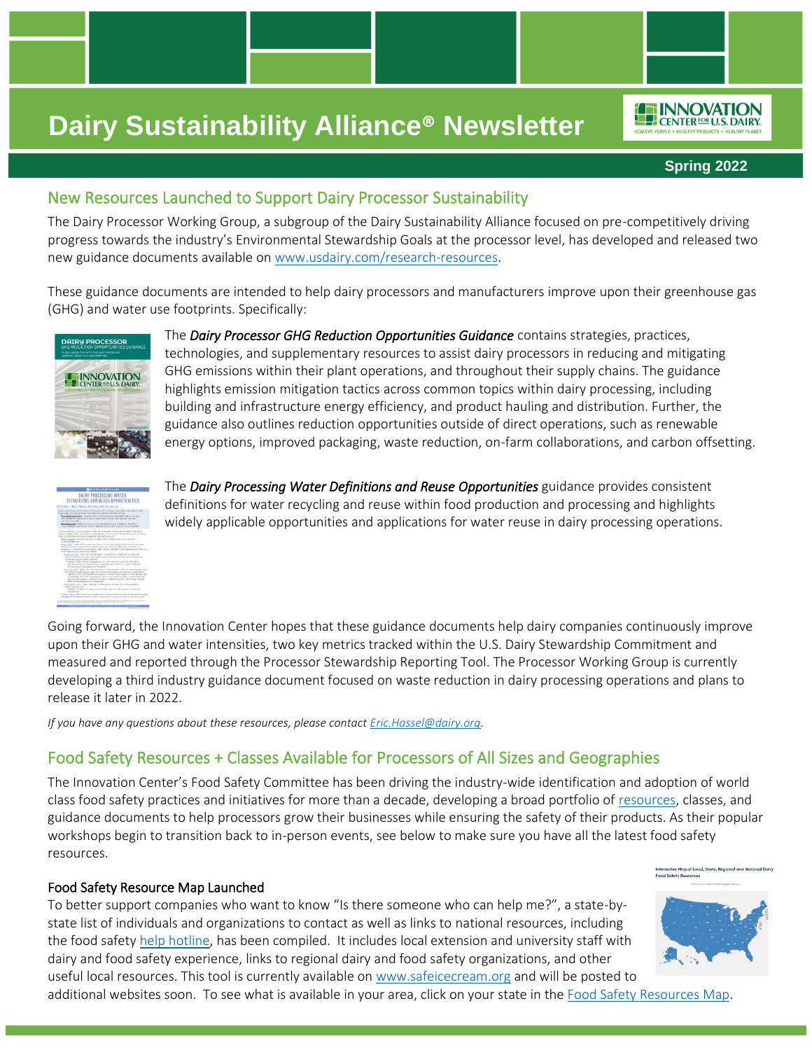# Dairy Sustainability Alliance® Newsletter

**Spring 2022**

## New Resources Launched to Support Dairy Processor Sustainability

The Dairy Processor Working Group, a subgroup of the Dairy Sustainability Alliance focused on pre-competitively driving progress towards the industry's Environmental Stewardship Goals at the processor level, has developed and released two new guidance documents available on www.usdairy.com/research-resources.

These guidance documents are intended to help dairy processors and manufacturers improve upon their greenhouse gas (GHG) and water use footprints. Specifically:

The ***Dairy Processor GHG Reduction Opportunities Guidance*** contains strategies, practices, technologies, and supplementary resources to assist dairy processors in reducing and mitigating GHG emissions within their plant operations, and throughout their supply chains. The guidance highlights emission mitigation tactics across common topics within dairy processing, including building and infrastructure energy efficiency, and product hauling and distribution. Further, the guidance also outlines reduction opportunities outside of direct operations, such as renewable energy options, improved packaging, waste reduction, on-farm collaborations, and carbon offsetting.

The ***Dairy Processing Water Definitions and Reuse Opportunities*** guidance provides consistent definitions for water recycling and reuse within food production and processing and highlights widely applicable opportunities and applications for water reuse in dairy processing operations.

Going forward, the Innovation Center hopes that these guidance documents help dairy companies continuously improve upon their GHG and water intensities, two key metrics tracked within the U.S. Dairy Stewardship Commitment and measured and reported through the Processor Stewardship Reporting Tool. The Processor Working Group is currently developing a third industry guidance document focused on waste reduction in dairy processing operations and plans to release it later in 2022.

*If you have any questions about these resources, please contact Eric.Hassel@dairy.org.*

## Food Safety Resources + Classes Available for Processors of All Sizes and Geographies

The Innovation Center's Food Safety Committee has been driving the industry-wide identification and adoption of world class food safety practices and initiatives for more than a decade, developing a broad portfolio of resources, classes, and guidance documents to help processors grow their businesses while ensuring the safety of their products. As their popular workshops begin to transition back to in-person events, see below to make sure you have all the latest food safety resources.

### Food Safety Resource Map Launched

To better support companies who want to know "Is there someone who can help me?", a state-by-state list of individuals and organizations to contact as well as links to national resources, including the food safety help hotline, has been compiled. It includes local extension and university staff with dairy and food safety experience, links to regional dairy and food safety organizations, and other useful local resources. This tool is currently available on www.safeicecream.org and will be posted to additional websites soon. To see what is available in your area, click on your state in the Food Safety Resources Map.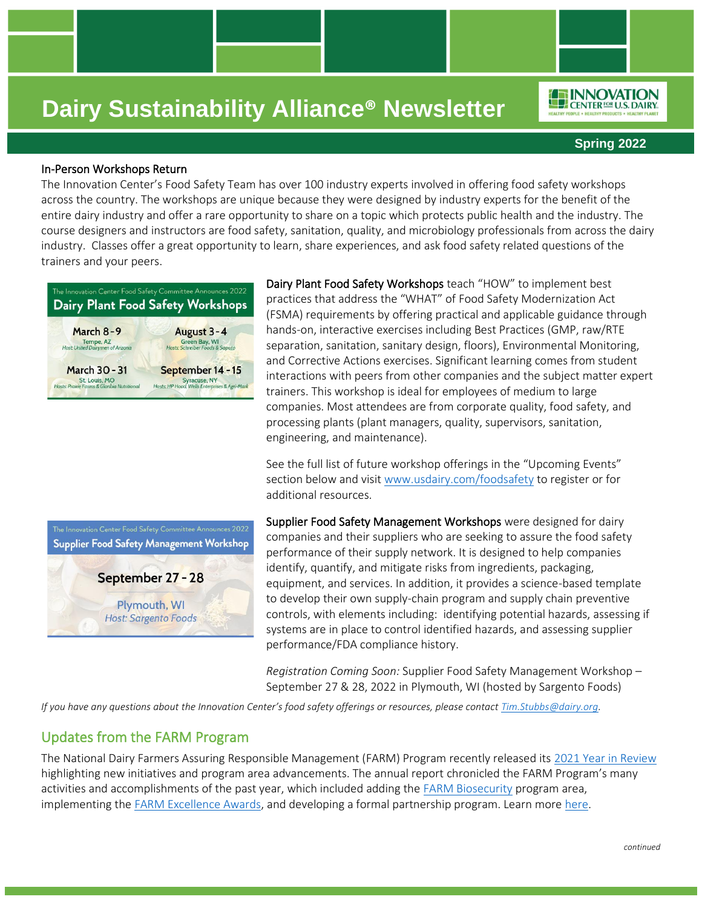# Dairy Sustainability Alliance® Newsletter

**Spring 2022**

## In-Person Workshops Return

The Innovation Center's Food Safety Team has over 100 industry experts involved in offering food safety workshops across the country. The workshops are unique because they were designed by industry experts for the benefit of the entire dairy industry and offer a rare opportunity to share on a topic which protects public health and the industry. The course designers and instructors are food safety, sanitation, quality, and microbiology professionals from across the dairy industry. Classes offer a great opportunity to learn, share experiences, and ask food safety related questions of the trainers and your peers.

The Innovation Center Food Safety Committee Announces 2022
**Dairy Plant Food Safety Workshops**

| | |
|---|---|
| **March 8-9** Tempe, AZ *Host: United Dairymen of Arizona* | **August 3-4** Green Bay, WI *Hosts: Schreiber Foods & Saputo* |
| **March 30-31** St. Louis, MO *Hosts: Prairie Farms & Glanbia Nutritional* | **September 14-15** Syracuse, NY *Hosts: HP Hood, Wells Enterprises & Agri-Mark* |

**Dairy Plant Food Safety Workshops** teach "HOW" to implement best practices that address the "WHAT" of Food Safety Modernization Act (FSMA) requirements by offering practical and applicable guidance through hands-on, interactive exercises including Best Practices (GMP, raw/RTE separation, sanitation, sanitary design, floors), Environmental Monitoring, and Corrective Actions exercises. Significant learning comes from student interactions with peers from other companies and the subject matter expert trainers. This workshop is ideal for employees of medium to large companies. Most attendees are from corporate quality, food safety, and processing plants (plant managers, quality, supervisors, sanitation, engineering, and maintenance).

See the full list of future workshop offerings in the "Upcoming Events" section below and visit www.usdairy.com/foodsafety to register or for additional resources.

The Innovation Center Food Safety Committee Announces 2022
**Supplier Food Safety Management Workshop**

**September 27 - 28**
Plymouth, WI
*Host: Sargento Foods*

**Supplier Food Safety Management Workshops** were designed for dairy companies and their suppliers who are seeking to assure the food safety performance of their supply network. It is designed to help companies identify, quantify, and mitigate risks from ingredients, packaging, equipment, and services. In addition, it provides a science-based template to develop their own supply-chain program and supply chain preventive controls, with elements including: identifying potential hazards, assessing if systems are in place to control identified hazards, and assessing supplier performance/FDA compliance history.

*Registration Coming Soon:* Supplier Food Safety Management Workshop – September 27 & 28, 2022 in Plymouth, WI (hosted by Sargento Foods)

*If you have any questions about the Innovation Center's food safety offerings or resources, please contact Tim.Stubbs@dairy.org.*

## Updates from the FARM Program

The National Dairy Farmers Assuring Responsible Management (FARM) Program recently released its 2021 Year in Review highlighting new initiatives and program area advancements. The annual report chronicled the FARM Program's many activities and accomplishments of the past year, which included adding the FARM Biosecurity program area, implementing the FARM Excellence Awards, and developing a formal partnership program. Learn more here.

*continued*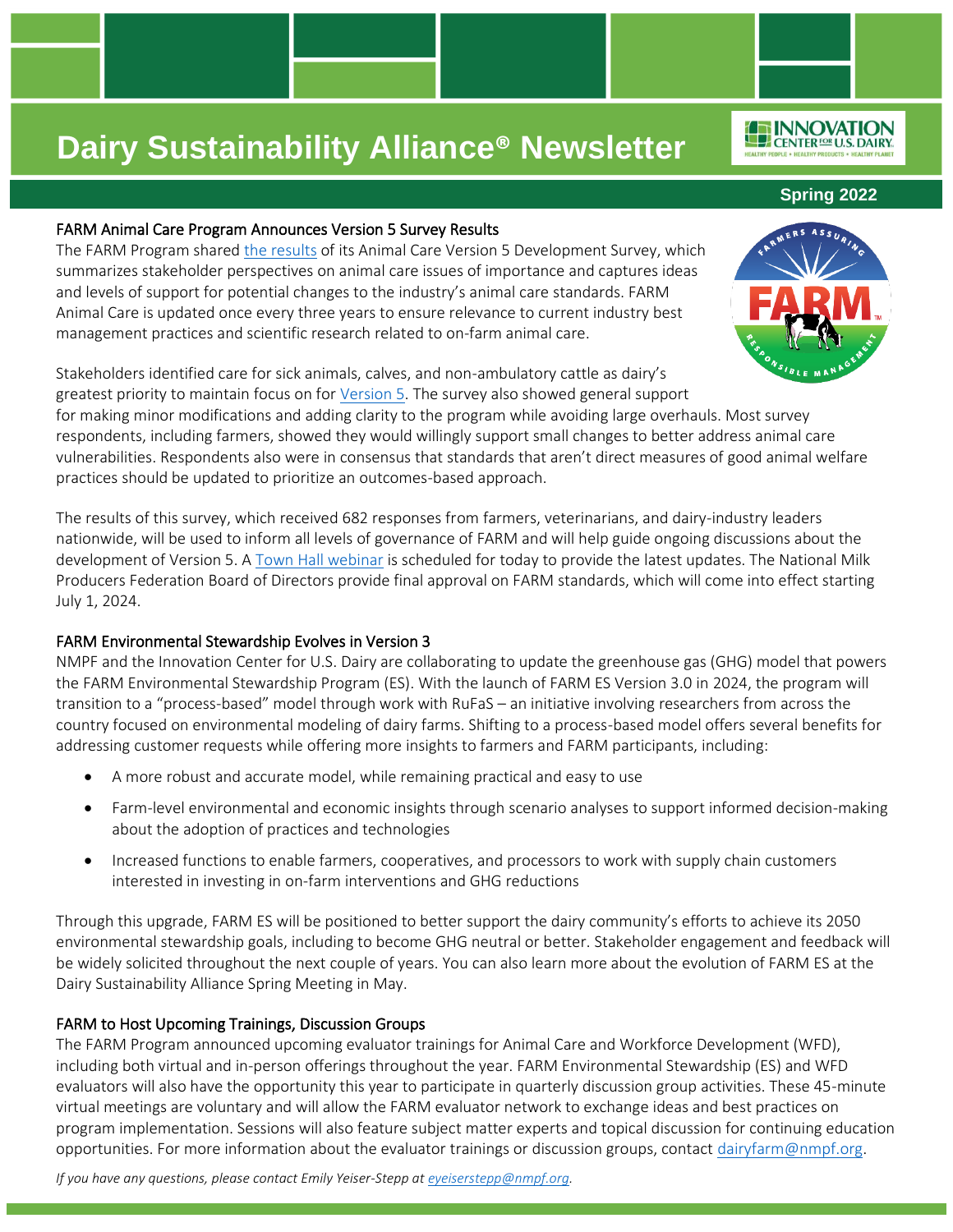# Dairy Sustainability Alliance® Newsletter

**Spring 2022**

## FARM Animal Care Program Announces Version 5 Survey Results

The FARM Program shared the results of its Animal Care Version 5 Development Survey, which summarizes stakeholder perspectives on animal care issues of importance and captures ideas and levels of support for potential changes to the industry's animal care standards. FARM Animal Care is updated once every three years to ensure relevance to current industry best management practices and scientific research related to on-farm animal care.

Stakeholders identified care for sick animals, calves, and non-ambulatory cattle as dairy's greatest priority to maintain focus on for Version 5. The survey also showed general support for making minor modifications and adding clarity to the program while avoiding large overhauls. Most survey respondents, including farmers, showed they would willingly support small changes to better address animal care vulnerabilities. Respondents also were in consensus that standards that aren't direct measures of good animal welfare practices should be updated to prioritize an outcomes-based approach.

The results of this survey, which received 682 responses from farmers, veterinarians, and dairy-industry leaders nationwide, will be used to inform all levels of governance of FARM and will help guide ongoing discussions about the development of Version 5. A Town Hall webinar is scheduled for today to provide the latest updates. The National Milk Producers Federation Board of Directors provide final approval on FARM standards, which will come into effect starting July 1, 2024.

## FARM Environmental Stewardship Evolves in Version 3

NMPF and the Innovation Center for U.S. Dairy are collaborating to update the greenhouse gas (GHG) model that powers the FARM Environmental Stewardship Program (ES). With the launch of FARM ES Version 3.0 in 2024, the program will transition to a "process-based" model through work with RuFaS – an initiative involving researchers from across the country focused on environmental modeling of dairy farms. Shifting to a process-based model offers several benefits for addressing customer requests while offering more insights to farmers and FARM participants, including:

- A more robust and accurate model, while remaining practical and easy to use
- Farm-level environmental and economic insights through scenario analyses to support informed decision-making about the adoption of practices and technologies
- Increased functions to enable farmers, cooperatives, and processors to work with supply chain customers interested in investing in on-farm interventions and GHG reductions

Through this upgrade, FARM ES will be positioned to better support the dairy community's efforts to achieve its 2050 environmental stewardship goals, including to become GHG neutral or better. Stakeholder engagement and feedback will be widely solicited throughout the next couple of years. You can also learn more about the evolution of FARM ES at the Dairy Sustainability Alliance Spring Meeting in May.

## FARM to Host Upcoming Trainings, Discussion Groups

The FARM Program announced upcoming evaluator trainings for Animal Care and Workforce Development (WFD), including both virtual and in-person offerings throughout the year. FARM Environmental Stewardship (ES) and WFD evaluators will also have the opportunity this year to participate in quarterly discussion group activities. These 45-minute virtual meetings are voluntary and will allow the FARM evaluator network to exchange ideas and best practices on program implementation. Sessions will also feature subject matter experts and topical discussion for continuing education opportunities. For more information about the evaluator trainings or discussion groups, contact dairyfarm@nmpf.org.

*If you have any questions, please contact Emily Yeiser-Stepp at eyeiserstepp@nmpf.org.*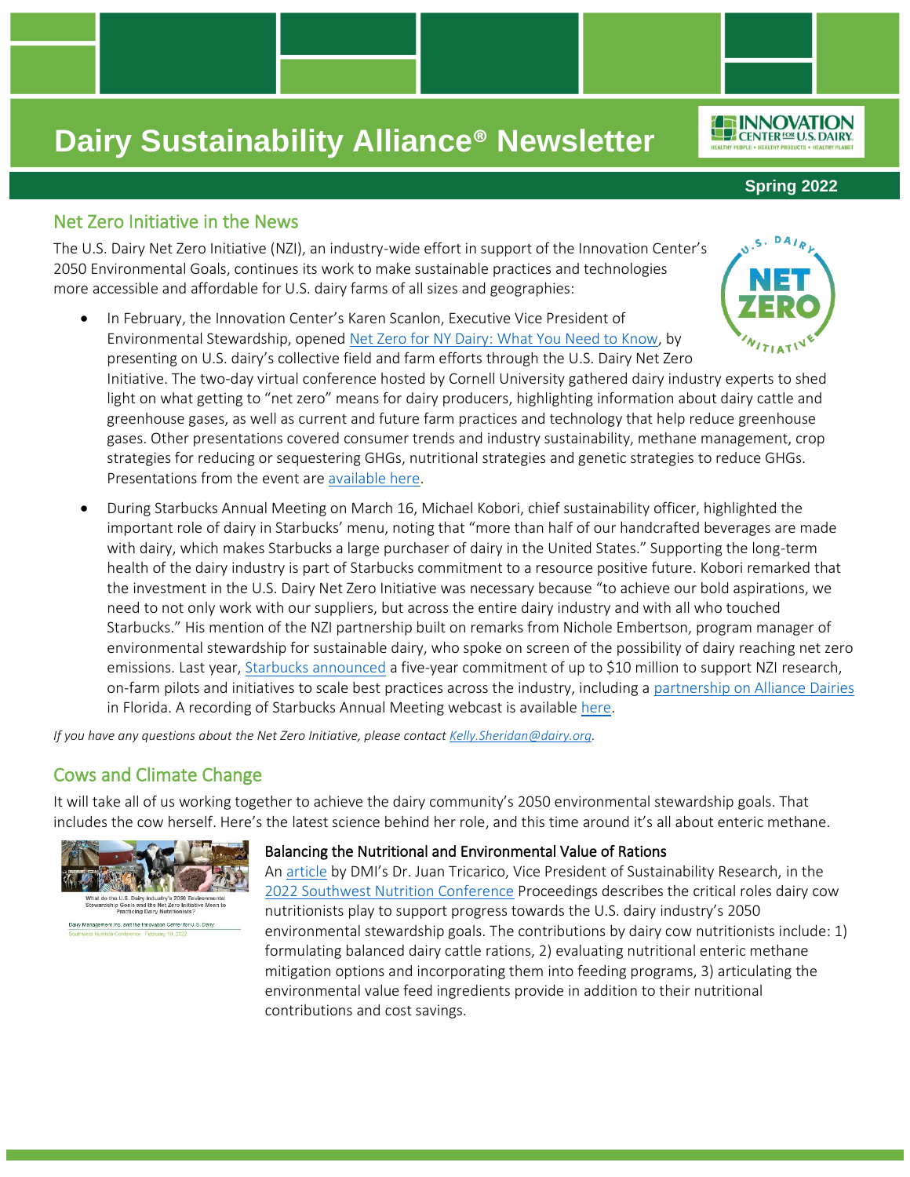# Dairy Sustainability Alliance® Newsletter

**Spring 2022**

## Net Zero Initiative in the News

The U.S. Dairy Net Zero Initiative (NZI), an industry-wide effort in support of the Innovation Center's 2050 Environmental Goals, continues its work to make sustainable practices and technologies more accessible and affordable for U.S. dairy farms of all sizes and geographies:

- In February, the Innovation Center's Karen Scanlon, Executive Vice President of Environmental Stewardship, opened Net Zero for NY Dairy: What You Need to Know, by presenting on U.S. dairy's collective field and farm efforts through the U.S. Dairy Net Zero Initiative. The two-day virtual conference hosted by Cornell University gathered dairy industry experts to shed light on what getting to "net zero" means for dairy producers, highlighting information about dairy cattle and greenhouse gases, as well as current and future farm practices and technology that help reduce greenhouse gases. Other presentations covered consumer trends and industry sustainability, methane management, crop strategies for reducing or sequestering GHGs, nutritional strategies and genetic strategies to reduce GHGs. Presentations from the event are available here.
- During Starbucks Annual Meeting on March 16, Michael Kobori, chief sustainability officer, highlighted the important role of dairy in Starbucks' menu, noting that "more than half of our handcrafted beverages are made with dairy, which makes Starbucks a large purchaser of dairy in the United States." Supporting the long-term health of the dairy industry is part of Starbucks commitment to a resource positive future. Kobori remarked that the investment in the U.S. Dairy Net Zero Initiative was necessary because "to achieve our bold aspirations, we need to not only work with our suppliers, but across the entire dairy industry and with all who touched Starbucks." His mention of the NZI partnership built on remarks from Nichole Embertson, program manager of environmental stewardship for sustainable dairy, who spoke on screen of the possibility of dairy reaching net zero emissions. Last year, Starbucks announced a five-year commitment of up to $10 million to support NZI research, on-farm pilots and initiatives to scale best practices across the industry, including a partnership on Alliance Dairies in Florida. A recording of Starbucks Annual Meeting webcast is available here.

*If you have any questions about the Net Zero Initiative, please contact Kelly.Sheridan@dairy.org.*

## Cows and Climate Change

It will take all of us working together to achieve the dairy community's 2050 environmental stewardship goals. That includes the cow herself. Here's the latest science behind her role, and this time around it's all about enteric methane.

What do the U.S. Dairy Industry's 2050 Environmental Stewardship Goals and the Net Zero Initiative Mean to Practicing Dairy Nutritionists?

Dairy Management Inc. and the Innovation Center for U.S. Dairy
Southwest Nutrition Conference · February 18, 2022

### Balancing the Nutritional and Environmental Value of Rations

An article by DMI's Dr. Juan Tricarico, Vice President of Sustainability Research, in the 2022 Southwest Nutrition Conference Proceedings describes the critical roles dairy cow nutritionists play to support progress towards the U.S. dairy industry's 2050 environmental stewardship goals. The contributions by dairy cow nutritionists include: 1) formulating balanced dairy cattle rations, 2) evaluating nutritional enteric methane mitigation options and incorporating them into feeding programs, 3) articulating the environmental value feed ingredients provide in addition to their nutritional contributions and cost savings.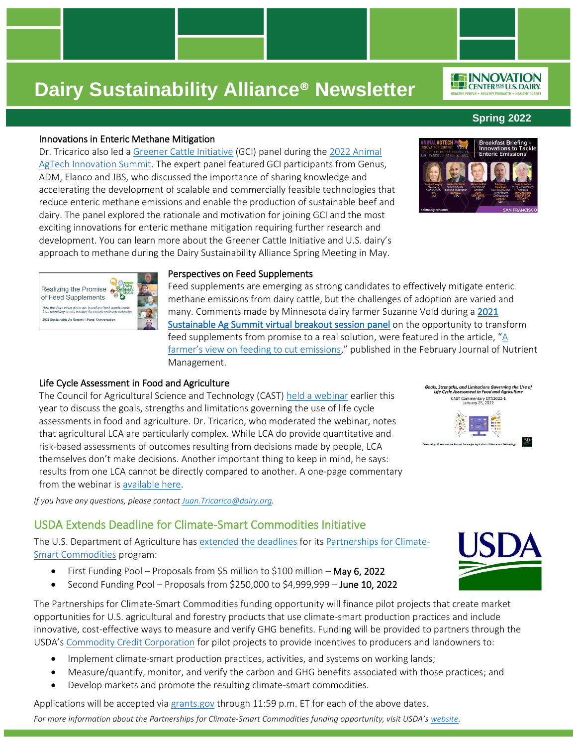# Dairy Sustainability Alliance® Newsletter

**Spring 2022**

### Innovations in Enteric Methane Mitigation

Dr. Tricarico also led a Greener Cattle Initiative (GCI) panel during the 2022 Animal AgTech Innovation Summit. The expert panel featured GCI participants from Genus, ADM, Elanco and JBS, who discussed the importance of sharing knowledge and accelerating the development of scalable and commercially feasible technologies that reduce enteric methane emissions and enable the production of sustainable beef and dairy. The panel explored the rationale and motivation for joining GCI and the most exciting innovations for enteric methane mitigation requiring further research and development. You can learn more about the Greener Cattle Initiative and U.S. dairy's approach to methane during the Dairy Sustainability Alliance Spring Meeting in May.

### Perspectives on Feed Supplements

Feed supplements are emerging as strong candidates to effectively mitigate enteric methane emissions from dairy cattle, but the challenges of adoption are varied and many. Comments made by Minnesota dairy farmer Suzanne Vold during a 2021 Sustainable Ag Summit virtual breakout session panel on the opportunity to transform feed supplements from promise to a real solution, were featured in the article, "A farmer's view on feeding to cut emissions," published in the February Journal of Nutrient Management.

### Life Cycle Assessment in Food and Agriculture

The Council for Agricultural Science and Technology (CAST) held a webinar earlier this year to discuss the goals, strengths and limitations governing the use of life cycle assessments in food and agriculture. Dr. Tricarico, who moderated the webinar, notes that agricultural LCA are particularly complex. While LCA do provide quantitative and risk-based assessments of outcomes resulting from decisions made by people, LCA themselves don't make decisions. Another important thing to keep in mind, he says: results from one LCA cannot be directly compared to another. A one-page commentary from the webinar is available here.

*If you have any questions, please contact Juan.Tricarico@dairy.org.*

## USDA Extends Deadline for Climate-Smart Commodities Initiative

The U.S. Department of Agriculture has extended the deadlines for its Partnerships for Climate-Smart Commodities program:

- First Funding Pool – Proposals from $5 million to $100 million – May 6, 2022
- Second Funding Pool – Proposals from $250,000 to $4,999,999 – June 10, 2022

The Partnerships for Climate-Smart Commodities funding opportunity will finance pilot projects that create market opportunities for U.S. agricultural and forestry products that use climate-smart production practices and include innovative, cost-effective ways to measure and verify GHG benefits. Funding will be provided to partners through the USDA's Commodity Credit Corporation for pilot projects to provide incentives to producers and landowners to:

- Implement climate-smart production practices, activities, and systems on working lands;
- Measure/quantify, monitor, and verify the carbon and GHG benefits associated with those practices; and
- Develop markets and promote the resulting climate-smart commodities.

Applications will be accepted via grants.gov through 11:59 p.m. ET for each of the above dates.

*For more information about the Partnerships for Climate-Smart Commodities funding opportunity, visit USDA's website.*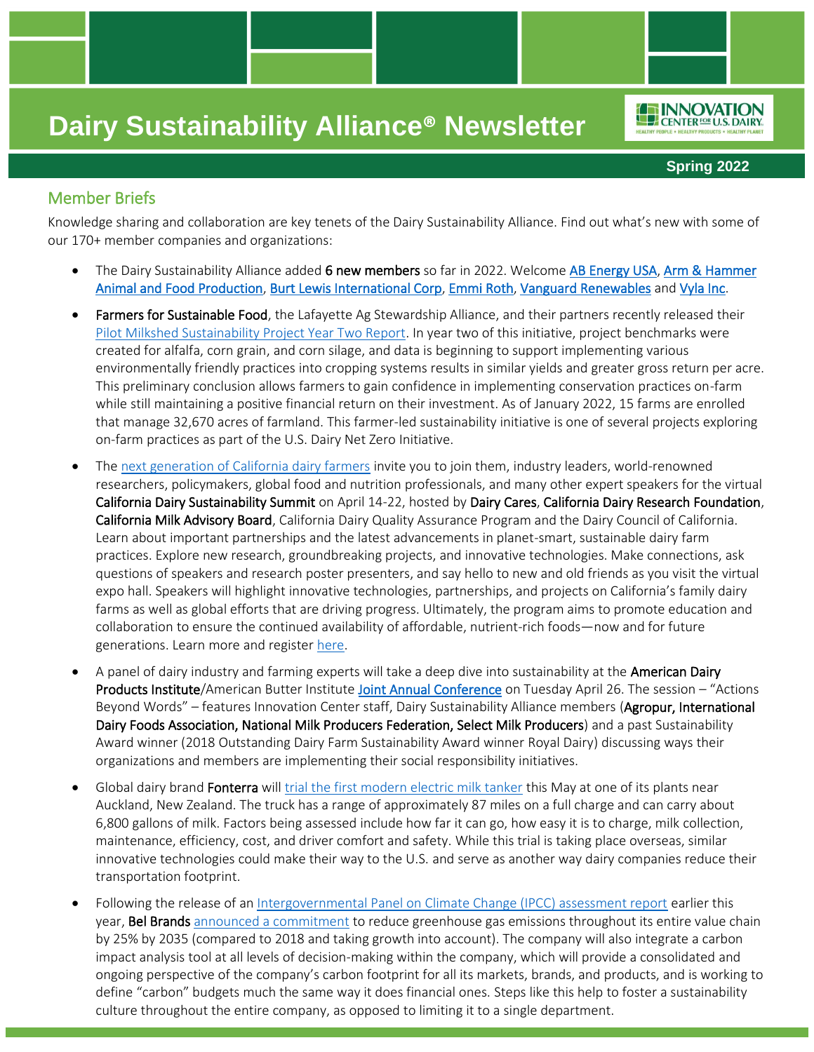# Dairy Sustainability Alliance® Newsletter

**Spring 2022**

## Member Briefs

Knowledge sharing and collaboration are key tenets of the Dairy Sustainability Alliance. Find out what's new with some of our 170+ member companies and organizations:

- The Dairy Sustainability Alliance added **6 new members** so far in 2022. Welcome AB Energy USA, Arm & Hammer Animal and Food Production, Burt Lewis International Corp, Emmi Roth, Vanguard Renewables and Vyla Inc.
- **Farmers for Sustainable Food**, the Lafayette Ag Stewardship Alliance, and their partners recently released their Pilot Milkshed Sustainability Project Year Two Report. In year two of this initiative, project benchmarks were created for alfalfa, corn grain, and corn silage, and data is beginning to support implementing various environmentally friendly practices into cropping systems results in similar yields and greater gross return per acre. This preliminary conclusion allows farmers to gain confidence in implementing conservation practices on-farm while still maintaining a positive financial return on their investment. As of January 2022, 15 farms are enrolled that manage 32,670 acres of farmland. This farmer-led sustainability initiative is one of several projects exploring on-farm practices as part of the U.S. Dairy Net Zero Initiative.
- The next generation of California dairy farmers invite you to join them, industry leaders, world-renowned researchers, policymakers, global food and nutrition professionals, and many other expert speakers for the virtual **California Dairy Sustainability Summit** on April 14-22, hosted by **Dairy Cares**, **California Dairy Research Foundation**, **California Milk Advisory Board**, California Dairy Quality Assurance Program and the Dairy Council of California. Learn about important partnerships and the latest advancements in planet-smart, sustainable dairy farm practices. Explore new research, groundbreaking projects, and innovative technologies. Make connections, ask questions of speakers and research poster presenters, and say hello to new and old friends as you visit the virtual expo hall. Speakers will highlight innovative technologies, partnerships, and projects on California's family dairy farms as well as global efforts that are driving progress. Ultimately, the program aims to promote education and collaboration to ensure the continued availability of affordable, nutrient-rich foods—now and for future generations. Learn more and register here.
- A panel of dairy industry and farming experts will take a deep dive into sustainability at the **American Dairy Products Institute**/American Butter Institute Joint Annual Conference on Tuesday April 26. The session – "Actions Beyond Words" – features Innovation Center staff, Dairy Sustainability Alliance members (**Agropur, International Dairy Foods Association, National Milk Producers Federation, Select Milk Producers**) and a past Sustainability Award winner (2018 Outstanding Dairy Farm Sustainability Award winner Royal Dairy) discussing ways their organizations and members are implementing their social responsibility initiatives.
- Global dairy brand **Fonterra** will trial the first modern electric milk tanker this May at one of its plants near Auckland, New Zealand. The truck has a range of approximately 87 miles on a full charge and can carry about 6,800 gallons of milk. Factors being assessed include how far it can go, how easy it is to charge, milk collection, maintenance, efficiency, cost, and driver comfort and safety. While this trial is taking place overseas, similar innovative technologies could make their way to the U.S. and serve as another way dairy companies reduce their transportation footprint.
- Following the release of an Intergovernmental Panel on Climate Change (IPCC) assessment report earlier this year, **Bel Brands** announced a commitment to reduce greenhouse gas emissions throughout its entire value chain by 25% by 2035 (compared to 2018 and taking growth into account). The company will also integrate a carbon impact analysis tool at all levels of decision-making within the company, which will provide a consolidated and ongoing perspective of the company's carbon footprint for all its markets, brands, and products, and is working to define "carbon" budgets much the same way it does financial ones. Steps like this help to foster a sustainability culture throughout the entire company, as opposed to limiting it to a single department.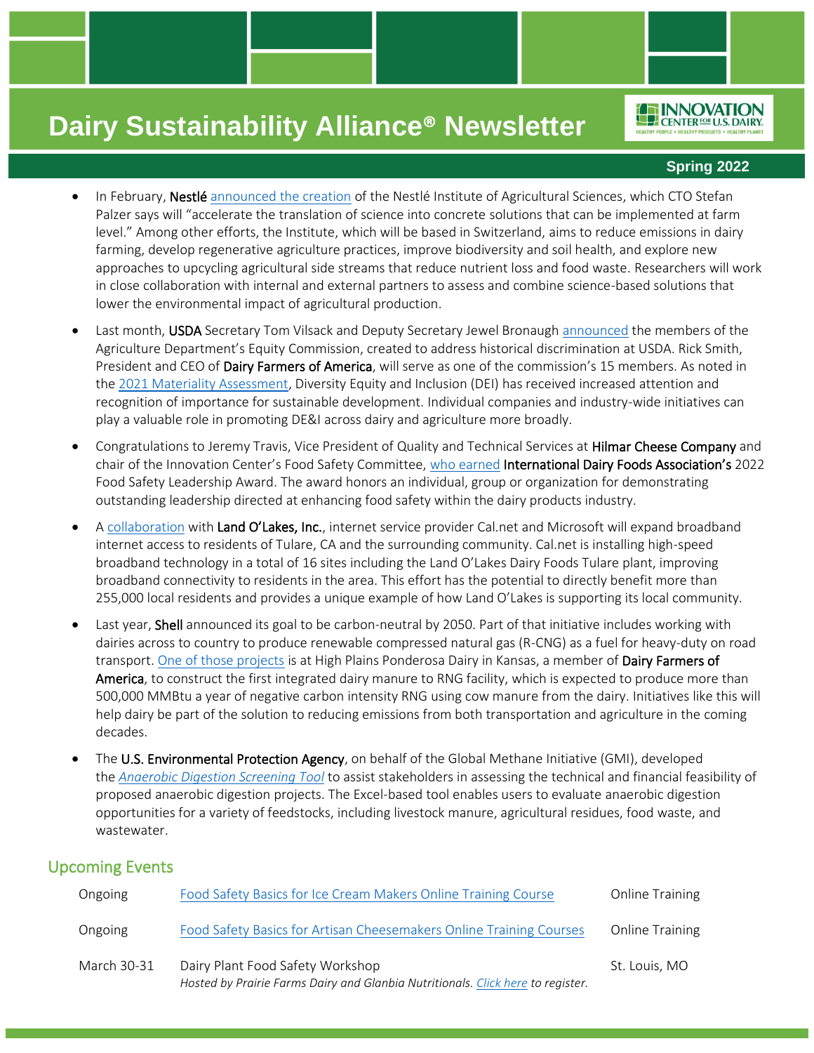- In February, Nestlé announced the creation of the Nestlé Institute of Agricultural Sciences, which CTO Stefan Palzer says will "accelerate the translation of science into concrete solutions that can be implemented at farm level." Among other efforts, the Institute, which will be based in Switzerland, aims to reduce emissions in dairy farming, develop regenerative agriculture practices, improve biodiversity and soil health, and explore new approaches to upcycling agricultural side streams that reduce nutrient loss and food waste. Researchers will work in close collaboration with internal and external partners to assess and combine science-based solutions that lower the environmental impact of agricultural production.

- Last month, USDA Secretary Tom Vilsack and Deputy Secretary Jewel Bronaugh announced the members of the Agriculture Department's Equity Commission, created to address historical discrimination at USDA. Rick Smith, President and CEO of Dairy Farmers of America, will serve as one of the commission's 15 members. As noted in the 2021 Materiality Assessment, Diversity Equity and Inclusion (DEI) has received increased attention and recognition of importance for sustainable development. Individual companies and industry-wide initiatives can play a valuable role in promoting DE&I across dairy and agriculture more broadly.

- Congratulations to Jeremy Travis, Vice President of Quality and Technical Services at Hilmar Cheese Company and chair of the Innovation Center's Food Safety Committee, who earned International Dairy Foods Association's 2022 Food Safety Leadership Award. The award honors an individual, group or organization for demonstrating outstanding leadership directed at enhancing food safety within the dairy products industry.

- A collaboration with Land O'Lakes, Inc., internet service provider Cal.net and Microsoft will expand broadband internet access to residents of Tulare, CA and the surrounding community. Cal.net is installing high-speed broadband technology in a total of 16 sites including the Land O'Lakes Dairy Foods Tulare plant, improving broadband connectivity to residents in the area. This effort has the potential to directly benefit more than 255,000 local residents and provides a unique example of how Land O'Lakes is supporting its local community.

- Last year, Shell announced its goal to be carbon-neutral by 2050. Part of that initiative includes working with dairies across to country to produce renewable compressed natural gas (R-CNG) as a fuel for heavy-duty on road transport. One of those projects is at High Plains Ponderosa Dairy in Kansas, a member of Dairy Farmers of America, to construct the first integrated dairy manure to RNG facility, which is expected to produce more than 500,000 MMBtu a year of negative carbon intensity RNG using cow manure from the dairy. Initiatives like this will help dairy be part of the solution to reducing emissions from both transportation and agriculture in the coming decades.

- The U.S. Environmental Protection Agency, on behalf of the Global Methane Initiative (GMI), developed the *Anaerobic Digestion Screening Tool* to assist stakeholders in assessing the technical and financial feasibility of proposed anaerobic digestion projects. The Excel-based tool enables users to evaluate anaerobic digestion opportunities for a variety of feedstocks, including livestock manure, agricultural residues, food waste, and wastewater.

## Upcoming Events

| | | |
|---|---|---|
| Ongoing | Food Safety Basics for Ice Cream Makers Online Training Course | Online Training |
| Ongoing | Food Safety Basics for Artisan Cheesemakers Online Training Courses | Online Training |
| March 30-31 | Dairy Plant Food Safety Workshop *Hosted by Prairie Farms Dairy and Glanbia Nutritionals. Click here to register.* | St. Louis, MO |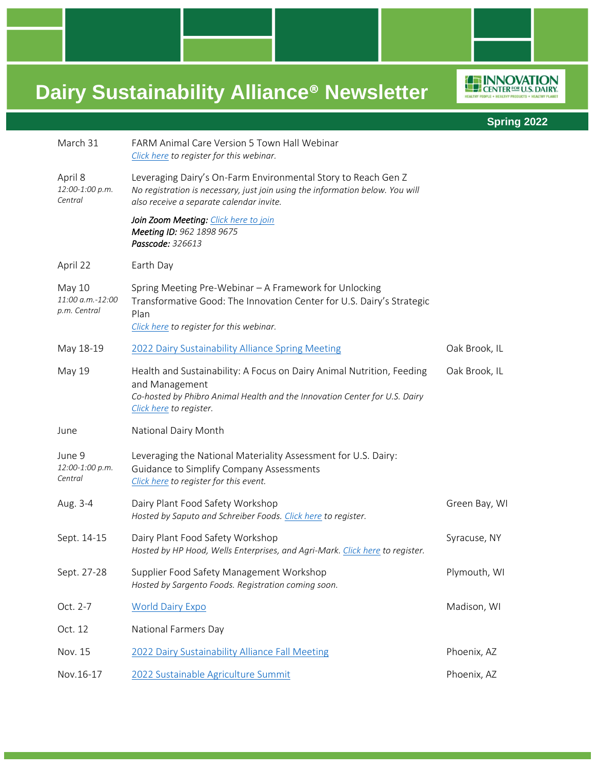# Dairy Sustainability Alliance® Newsletter

INNOVATION CENTER FOR U.S. DAIRY. HEALTHY PEOPLE • HEALTHY PRODUCTS • HEALTHY PLANET

**Spring 2022**

| | | |
|---|---|---|
| March 31 | FARM Animal Care Version 5 Town Hall Webinar<br>*Click here to register for this webinar.* | |
| April 8<br>*12:00-1:00 p.m. Central* | Leveraging Dairy's On-Farm Environmental Story to Reach Gen Z<br>*No registration is necessary, just join using the information below. You will also receive a separate calendar invite.*<br>***Join Zoom Meeting:** Click here to join*<br>***Meeting ID:** 962 1898 9675*<br>***Passcode:** 326613* | |
| April 22 | Earth Day | |
| May 10<br>*11:00 a.m.-12:00 p.m. Central* | Spring Meeting Pre-Webinar – A Framework for Unlocking Transformative Good: The Innovation Center for U.S. Dairy's Strategic Plan<br>*Click here to register for this webinar.* | |
| May 18-19 | 2022 Dairy Sustainability Alliance Spring Meeting | Oak Brook, IL |
| May 19 | Health and Sustainability: A Focus on Dairy Animal Nutrition, Feeding and Management<br>*Co-hosted by Phibro Animal Health and the Innovation Center for U.S. Dairy*<br>*Click here to register.* | Oak Brook, IL |
| June | National Dairy Month | |
| June 9<br>*12:00-1:00 p.m. Central* | Leveraging the National Materiality Assessment for U.S. Dairy: Guidance to Simplify Company Assessments<br>*Click here to register for this event.* | |
| Aug. 3-4 | Dairy Plant Food Safety Workshop<br>*Hosted by Saputo and Schreiber Foods. Click here to register.* | Green Bay, WI |
| Sept. 14-15 | Dairy Plant Food Safety Workshop<br>*Hosted by HP Hood, Wells Enterprises, and Agri-Mark. Click here to register.* | Syracuse, NY |
| Sept. 27-28 | Supplier Food Safety Management Workshop<br>*Hosted by Sargento Foods. Registration coming soon.* | Plymouth, WI |
| Oct. 2-7 | World Dairy Expo | Madison, WI |
| Oct. 12 | National Farmers Day | |
| Nov. 15 | 2022 Dairy Sustainability Alliance Fall Meeting | Phoenix, AZ |
| Nov.16-17 | 2022 Sustainable Agriculture Summit | Phoenix, AZ |